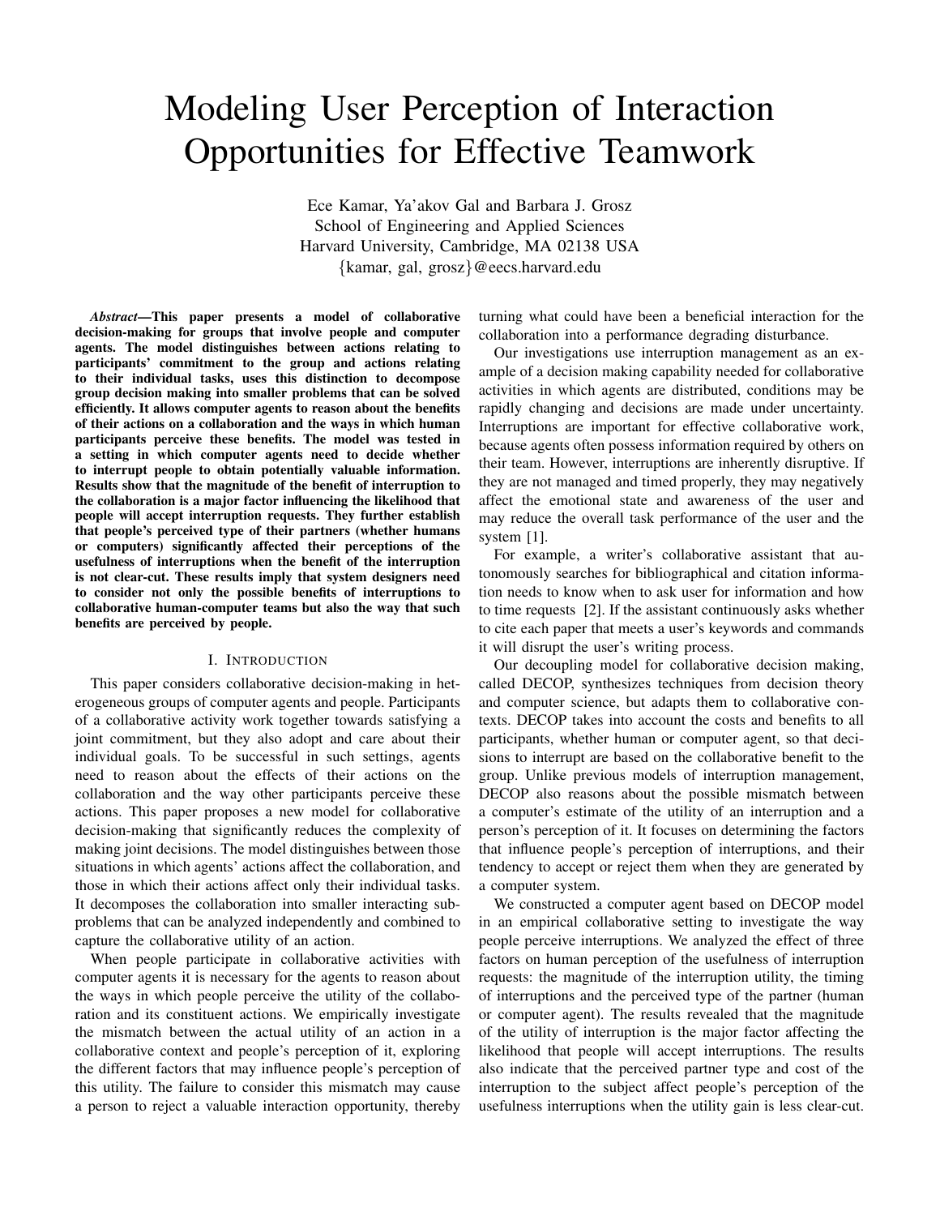# Modeling User Perception of Interaction Opportunities for Effective Teamwork

Ece Kamar, Ya'akov Gal and Barbara J. Grosz
School of Engineering and Applied Sciences
Harvard University, Cambridge, MA 02138 USA
{kamar, gal, grosz}@eecs.harvard.edu

***Abstract*—This paper presents a model of collaborative decision-making for groups that involve people and computer agents. The model distinguishes between actions relating to participants' commitment to the group and actions relating to their individual tasks, uses this distinction to decompose group decision making into smaller problems that can be solved efficiently. It allows computer agents to reason about the benefits of their actions on a collaboration and the ways in which human participants perceive these benefits. The model was tested in a setting in which computer agents need to decide whether to interrupt people to obtain potentially valuable information. Results show that the magnitude of the benefit of interruption to the collaboration is a major factor influencing the likelihood that people will accept interruption requests. They further establish that people's perceived type of their partners (whether humans or computers) significantly affected their perceptions of the usefulness of interruptions when the benefit of the interruption is not clear-cut. These results imply that system designers need to consider not only the possible benefits of interruptions to collaborative human-computer teams but also the way that such benefits are perceived by people.**

## I. Introduction

This paper considers collaborative decision-making in heterogeneous groups of computer agents and people. Participants of a collaborative activity work together towards satisfying a joint commitment, but they also adopt and care about their individual goals. To be successful in such settings, agents need to reason about the effects of their actions on the collaboration and the way other participants perceive these actions. This paper proposes a new model for collaborative decision-making that significantly reduces the complexity of making joint decisions. The model distinguishes between those situations in which agents' actions affect the collaboration, and those in which their actions affect only their individual tasks. It decomposes the collaboration into smaller interacting subproblems that can be analyzed independently and combined to capture the collaborative utility of an action.

When people participate in collaborative activities with computer agents it is necessary for the agents to reason about the ways in which people perceive the utility of the collaboration and its constituent actions. We empirically investigate the mismatch between the actual utility of an action in a collaborative context and people's perception of it, exploring the different factors that may influence people's perception of this utility. The failure to consider this mismatch may cause a person to reject a valuable interaction opportunity, thereby turning what could have been a beneficial interaction for the collaboration into a performance degrading disturbance.

Our investigations use interruption management as an example of a decision making capability needed for collaborative activities in which agents are distributed, conditions may be rapidly changing and decisions are made under uncertainty. Interruptions are important for effective collaborative work, because agents often possess information required by others on their team. However, interruptions are inherently disruptive. If they are not managed and timed properly, they may negatively affect the emotional state and awareness of the user and may reduce the overall task performance of the user and the system [1].

For example, a writer's collaborative assistant that autonomously searches for bibliographical and citation information needs to know when to ask user for information and how to time requests [2]. If the assistant continuously asks whether to cite each paper that meets a user's keywords and commands it will disrupt the user's writing process.

Our decoupling model for collaborative decision making, called DECOP, synthesizes techniques from decision theory and computer science, but adapts them to collaborative contexts. DECOP takes into account the costs and benefits to all participants, whether human or computer agent, so that decisions to interrupt are based on the collaborative benefit to the group. Unlike previous models of interruption management, DECOP also reasons about the possible mismatch between a computer's estimate of the utility of an interruption and a person's perception of it. It focuses on determining the factors that influence people's perception of interruptions, and their tendency to accept or reject them when they are generated by a computer system.

We constructed a computer agent based on DECOP model in an empirical collaborative setting to investigate the way people perceive interruptions. We analyzed the effect of three factors on human perception of the usefulness of interruption requests: the magnitude of the interruption utility, the timing of interruptions and the perceived type of the partner (human or computer agent). The results revealed that the magnitude of the utility of interruption is the major factor affecting the likelihood that people will accept interruptions. The results also indicate that the perceived partner type and cost of the interruption to the subject affect people's perception of the usefulness interruptions when the utility gain is less clear-cut.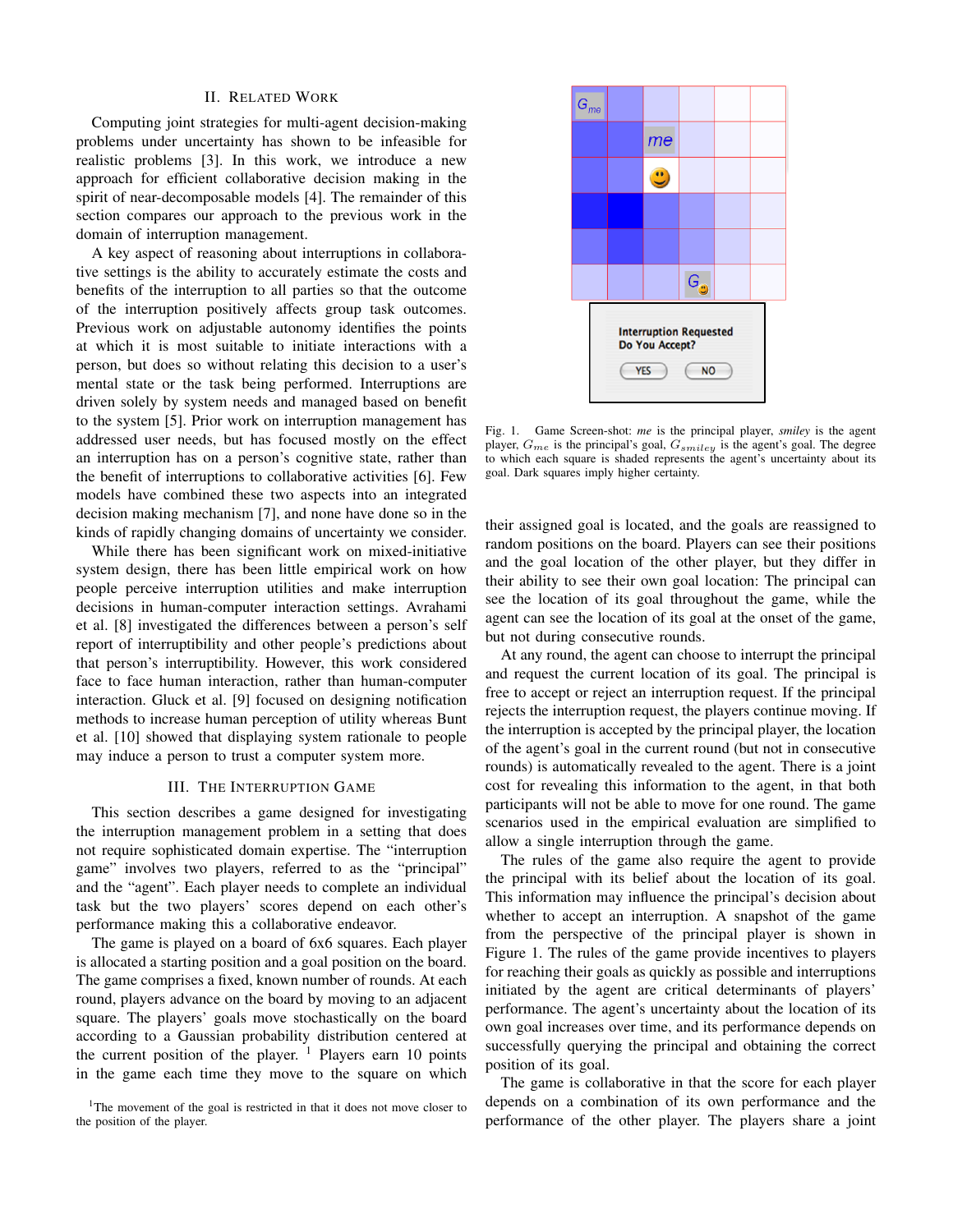## II. Related Work

Computing joint strategies for multi-agent decision-making problems under uncertainty has shown to be infeasible for realistic problems [3]. In this work, we introduce a new approach for efficient collaborative decision making in the spirit of near-decomposable models [4]. The remainder of this section compares our approach to the previous work in the domain of interruption management.

A key aspect of reasoning about interruptions in collaborative settings is the ability to accurately estimate the costs and benefits of the interruption to all parties so that the outcome of the interruption positively affects group task outcomes. Previous work on adjustable autonomy identifies the points at which it is most suitable to initiate interactions with a person, but does so without relating this decision to a user's mental state or the task being performed. Interruptions are driven solely by system needs and managed based on benefit to the system [5]. Prior work on interruption management has addressed user needs, but has focused mostly on the effect an interruption has on a person's cognitive state, rather than the benefit of interruptions to collaborative activities [6]. Few models have combined these two aspects into an integrated decision making mechanism [7], and none have done so in the kinds of rapidly changing domains of uncertainty we consider.

While there has been significant work on mixed-initiative system design, there has been little empirical work on how people perceive interruption utilities and make interruption decisions in human-computer interaction settings. Avrahami et al. [8] investigated the differences between a person's self report of interruptibility and other people's predictions about that person's interruptibility. However, this work considered face to face human interaction, rather than human-computer interaction. Gluck et al. [9] focused on designing notification methods to increase human perception of utility whereas Bunt et al. [10] showed that displaying system rationale to people may induce a person to trust a computer system more.

## III. The Interruption Game

This section describes a game designed for investigating the interruption management problem in a setting that does not require sophisticated domain expertise. The "interruption game" involves two players, referred to as the "principal" and the "agent". Each player needs to complete an individual task but the two players' scores depend on each other's performance making this a collaborative endeavor.

The game is played on a board of 6x6 squares. Each player is allocated a starting position and a goal position on the board. The game comprises a fixed, known number of rounds. At each round, players advance on the board by moving to an adjacent square. The players' goals move stochastically on the board according to a Gaussian probability distribution centered at the current position of the player. [1] Players earn 10 points in the game each time they move to the square on which

[1]The movement of the goal is restricted in that it does not move closer to the position of the player.

Fig. 1. Game Screen-shot: *me* is the principal player, *smiley* is the agent player, $G_{me}$ is the principal's goal, $G_{smiley}$ is the agent's goal. The degree to which each square is shaded represents the agent's uncertainty about its goal. Dark squares imply higher certainty.

their assigned goal is located, and the goals are reassigned to random positions on the board. Players can see their positions and the goal location of the other player, but they differ in their ability to see their own goal location: The principal can see the location of its goal throughout the game, while the agent can see the location of its goal at the onset of the game, but not during consecutive rounds.

At any round, the agent can choose to interrupt the principal and request the current location of its goal. The principal is free to accept or reject an interruption request. If the principal rejects the interruption request, the players continue moving. If the interruption is accepted by the principal player, the location of the agent's goal in the current round (but not in consecutive rounds) is automatically revealed to the agent. There is a joint cost for revealing this information to the agent, in that both participants will not be able to move for one round. The game scenarios used in the empirical evaluation are simplified to allow a single interruption through the game.

The rules of the game also require the agent to provide the principal with its belief about the location of its goal. This information may influence the principal's decision about whether to accept an interruption. A snapshot of the game from the perspective of the principal player is shown in Figure 1. The rules of the game provide incentives to players for reaching their goals as quickly as possible and interruptions initiated by the agent are critical determinants of players' performance. The agent's uncertainty about the location of its own goal increases over time, and its performance depends on successfully querying the principal and obtaining the correct position of its goal.

The game is collaborative in that the score for each player depends on a combination of its own performance and the performance of the other player. The players share a joint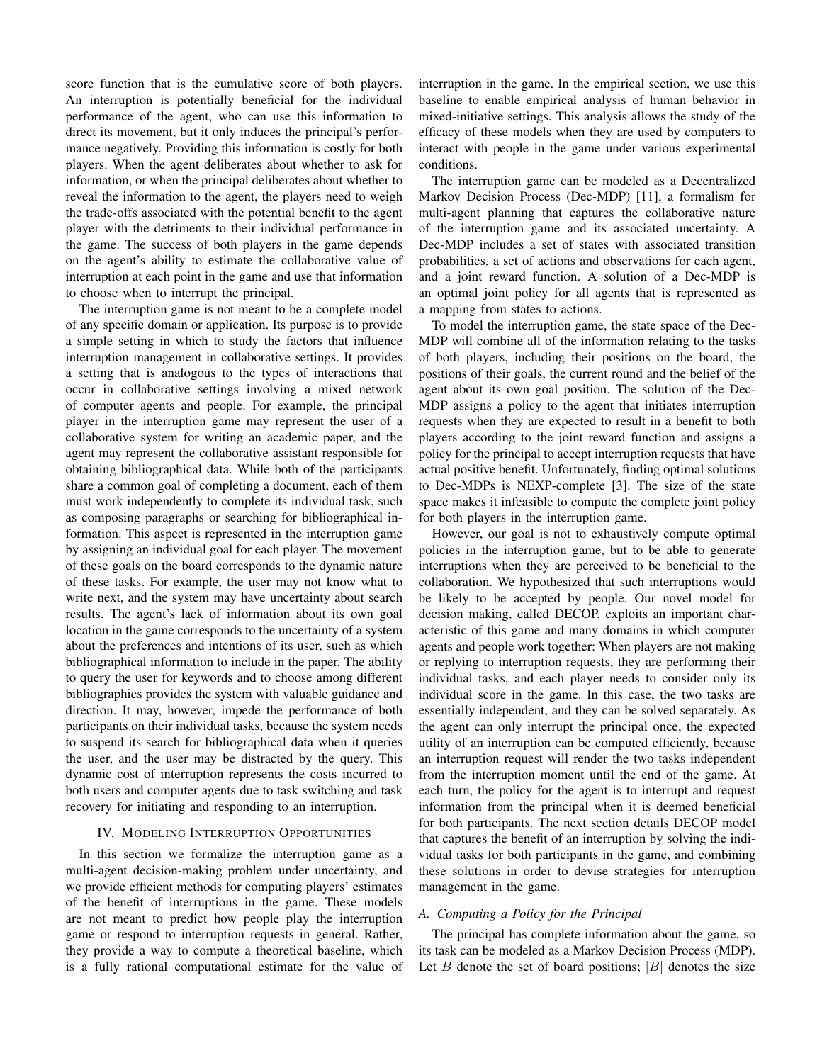score function that is the cumulative score of both players. An interruption is potentially beneficial for the individual performance of the agent, who can use this information to direct its movement, but it only induces the principal's performance negatively. Providing this information is costly for both players. When the agent deliberates about whether to ask for information, or when the principal deliberates about whether to reveal the information to the agent, the players need to weigh the trade-offs associated with the potential benefit to the agent player with the detriments to their individual performance in the game. The success of both players in the game depends on the agent's ability to estimate the collaborative value of interruption at each point in the game and use that information to choose when to interrupt the principal.

The interruption game is not meant to be a complete model of any specific domain or application. Its purpose is to provide a simple setting in which to study the factors that influence interruption management in collaborative settings. It provides a setting that is analogous to the types of interactions that occur in collaborative settings involving a mixed network of computer agents and people. For example, the principal player in the interruption game may represent the user of a collaborative system for writing an academic paper, and the agent may represent the collaborative assistant responsible for obtaining bibliographical data. While both of the participants share a common goal of completing a document, each of them must work independently to complete its individual task, such as composing paragraphs or searching for bibliographical information. This aspect is represented in the interruption game by assigning an individual goal for each player. The movement of these goals on the board corresponds to the dynamic nature of these tasks. For example, the user may not know what to write next, and the system may have uncertainty about search results. The agent's lack of information about its own goal location in the game corresponds to the uncertainty of a system about the preferences and intentions of its user, such as which bibliographical information to include in the paper. The ability to query the user for keywords and to choose among different bibliographies provides the system with valuable guidance and direction. It may, however, impede the performance of both participants on their individual tasks, because the system needs to suspend its search for bibliographical data when it queries the user, and the user may be distracted by the query. This dynamic cost of interruption represents the costs incurred to both users and computer agents due to task switching and task recovery for initiating and responding to an interruption.

## IV. Modeling Interruption Opportunities

In this section we formalize the interruption game as a multi-agent decision-making problem under uncertainty, and we provide efficient methods for computing players' estimates of the benefit of interruptions in the game. These models are not meant to predict how people play the interruption game or respond to interruption requests in general. Rather, they provide a way to compute a theoretical baseline, which is a fully rational computational estimate for the value of interruption in the game. In the empirical section, we use this baseline to enable empirical analysis of human behavior in mixed-initiative settings. This analysis allows the study of the efficacy of these models when they are used by computers to interact with people in the game under various experimental conditions.

The interruption game can be modeled as a Decentralized Markov Decision Process (Dec-MDP) [11], a formalism for multi-agent planning that captures the collaborative nature of the interruption game and its associated uncertainty. A Dec-MDP includes a set of states with associated transition probabilities, a set of actions and observations for each agent, and a joint reward function. A solution of a Dec-MDP is an optimal joint policy for all agents that is represented as a mapping from states to actions.

To model the interruption game, the state space of the Dec-MDP will combine all of the information relating to the tasks of both players, including their positions on the board, the positions of their goals, the current round and the belief of the agent about its own goal position. The solution of the Dec-MDP assigns a policy to the agent that initiates interruption requests when they are expected to result in a benefit to both players according to the joint reward function and assigns a policy for the principal to accept interruption requests that have actual positive benefit. Unfortunately, finding optimal solutions to Dec-MDPs is NEXP-complete [3]. The size of the state space makes it infeasible to compute the complete joint policy for both players in the interruption game.

However, our goal is not to exhaustively compute optimal policies in the interruption game, but to be able to generate interruptions when they are perceived to be beneficial to the collaboration. We hypothesized that such interruptions would be likely to be accepted by people. Our novel model for decision making, called DECOP, exploits an important characteristic of this game and many domains in which computer agents and people work together: When players are not making or replying to interruption requests, they are performing their individual tasks, and each player needs to consider only its individual score in the game. In this case, the two tasks are essentially independent, and they can be solved separately. As the agent can only interrupt the principal once, the expected utility of an interruption can be computed efficiently, because an interruption request will render the two tasks independent from the interruption moment until the end of the game. At each turn, the policy for the agent is to interrupt and request information from the principal when it is deemed beneficial for both participants. The next section details DECOP model that captures the benefit of an interruption by solving the individual tasks for both participants in the game, and combining these solutions in order to devise strategies for interruption management in the game.

### A. Computing a Policy for the Principal

The principal has complete information about the game, so its task can be modeled as a Markov Decision Process (MDP). Let $B$ denote the set of board positions; $|B|$ denotes the size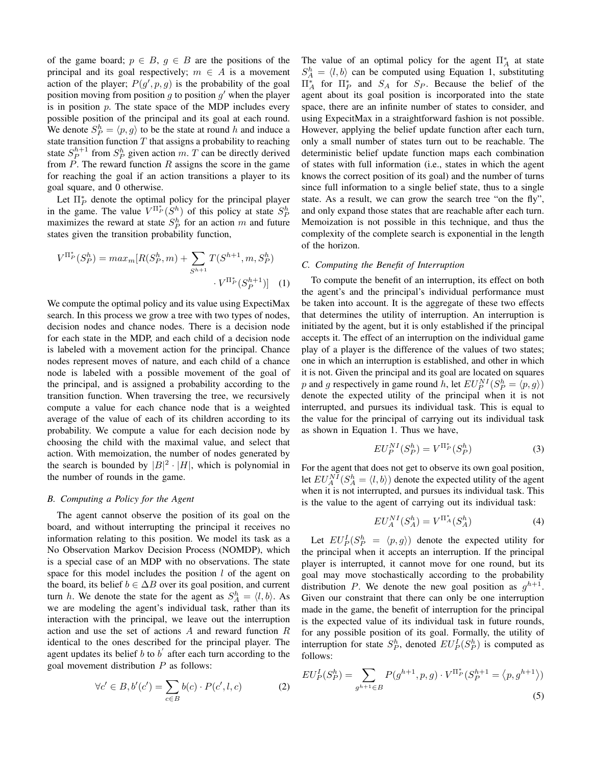of the game board; $p \in B$, $g \in B$ are the positions of the principal and its goal respectively; $m \in A$ is a movement action of the player; $P(g', p, g)$ is the probability of the goal position moving from position $g$ to position $g'$ when the player is in position $p$. The state space of the MDP includes every possible position of the principal and its goal at each round. We denote $S_P^h = \langle p, g \rangle$ to be the state at round $h$ and induce a state transition function $T$ that assigns a probability to reaching state $S_P^{h+1}$ from $S_P^h$ given action $m$. $T$ can be directly derived from $P$. The reward function $R$ assigns the score in the game for reaching the goal if an action transitions a player to its goal square, and 0 otherwise.

Let $\Pi_P^*$ denote the optimal policy for the principal player in the game. The value $V^{\Pi_P^*}(S^h)$ of this policy at state $S_P^h$ maximizes the reward at state $S_P^h$ for an action $m$ and future states given the transition probability function,

$$V^{\Pi_P^*}(S_P^h) = max_m[R(S_P^h, m) + \sum_{S^{h+1}} T(S^{h+1}, m, S_P^h) \cdot V^{\Pi_P^*}(S_P^{h+1})] \quad (1)$$

We compute the optimal policy and its value using ExpectiMax search. In this process we grow a tree with two types of nodes, decision nodes and chance nodes. There is a decision node for each state in the MDP, and each child of a decision node is labeled with a movement action for the principal. Chance nodes represent moves of nature, and each child of a chance node is labeled with a possible movement of the goal of the principal, and is assigned a probability according to the transition function. When traversing the tree, we recursively compute a value for each chance node that is a weighted average of the value of each of its children according to its probability. We compute a value for each decision node by choosing the child with the maximal value, and select that action. With memoization, the number of nodes generated by the search is bounded by $|B|^2 \cdot |H|$, which is polynomial in the number of rounds in the game.

### B. Computing a Policy for the Agent

The agent cannot observe the position of its goal on the board, and without interrupting the principal it receives no information relating to this position. We model its task as a No Observation Markov Decision Process (NOMDP), which is a special case of an MDP with no observations. The state space for this model includes the position $l$ of the agent on the board, its belief $b \in \Delta B$ over its goal position, and current turn $h$. We denote the state for the agent as $S_A^h = \langle l, b \rangle$. As we are modeling the agent's individual task, rather than its interaction with the principal, we leave out the interruption action and use the set of actions $A$ and reward function $R$ identical to the ones described for the principal player. The agent updates its belief $b$ to $b'$ after each turn according to the goal movement distribution $P$ as follows:

$$\forall c' \in B, b'(c') = \sum_{c \in B} b(c) \cdot P(c', l, c) \quad (2)$$

The value of an optimal policy for the agent $\Pi_A^*$ at state $S_A^h = \langle l, b \rangle$ can be computed using Equation 1, substituting $\Pi_A^*$ for $\Pi_P^*$ and $S_A$ for $S_P$. Because the belief of the agent about its goal position is incorporated into the state space, there are an infinite number of states to consider, and using ExpecitMax in a straightforward fashion is not possible. However, applying the belief update function after each turn, only a small number of states turn out to be reachable. The deterministic belief update function maps each combination of states with full information (i.e., states in which the agent knows the correct position of its goal) and the number of turns since full information to a single belief state, thus to a single state. As a result, we can grow the search tree "on the fly", and only expand those states that are reachable after each turn. Memoization is not possible in this technique, and thus the complexity of the complete search is exponential in the length of the horizon.

### C. Computing the Benefit of Interruption

To compute the benefit of an interruption, its effect on both the agent's and the principal's individual performance must be taken into account. It is the aggregate of these two effects that determines the utility of interruption. An interruption is initiated by the agent, but it is only established if the principal accepts it. The effect of an interruption on the individual game play of a player is the difference of the values of two states; one in which an interruption is established, and other in which it is not. Given the principal and its goal are located on squares $p$ and $g$ respectively in game round $h$, let $EU_P^{NI}(S_P^h = \langle p, g \rangle)$ denote the expected utility of the principal when it is not interrupted, and pursues its individual task. This is equal to the value for the principal of carrying out its individual task as shown in Equation 1. Thus we have,

$$EU_P^{NI}(S_P^h) = V^{\Pi_P^*}(S_P^h) \quad (3)$$

For the agent that does not get to observe its own goal position, let $EU_A^{NI}(S_A^h = \langle l, b \rangle)$ denote the expected utility of the agent when it is not interrupted, and pursues its individual task. This is the value to the agent of carrying out its individual task:

$$EU_A^{NI}(S_A^h) = V^{\Pi_A^*}(S_A^h) \quad (4)$$

Let $EU_P^I(S_P^h = \langle p, g \rangle)$ denote the expected utility for the principal when it accepts an interruption. If the principal player is interrupted, it cannot move for one round, but its goal may move stochastically according to the probability distribution $P$. We denote the new goal position as $g^{h+1}$. Given our constraint that there can only be one interruption made in the game, the benefit of interruption for the principal is the expected value of its individual task in future rounds, for any possible position of its goal. Formally, the utility of interruption for state $S_P^h$, denoted $EU_P^I(S_P^h)$ is computed as follows:

$$EU_P^I(S_P^h) = \sum_{g^{h+1} \in B} P(g^{h+1}, p, g) \cdot V^{\Pi_P^*}(S_P^{h+1} = \langle p, g^{h+1} \rangle) \quad (5)$$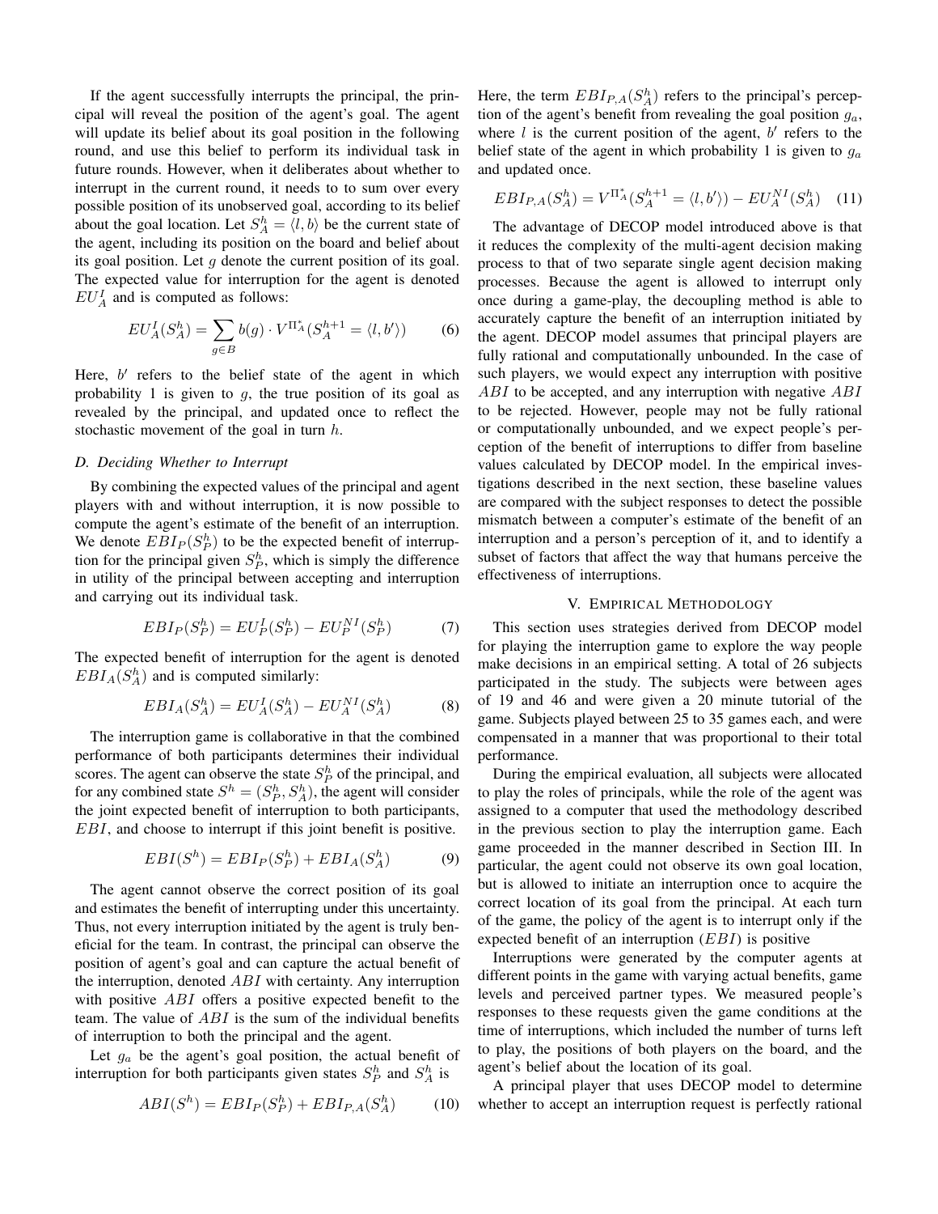If the agent successfully interrupts the principal, the principal will reveal the position of the agent's goal. The agent will update its belief about its goal position in the following round, and use this belief to perform its individual task in future rounds. However, when it deliberates about whether to interrupt in the current round, it needs to to sum over every possible position of its unobserved goal, according to its belief about the goal location. Let $S_A^h = \langle l, b \rangle$ be the current state of the agent, including its position on the board and belief about its goal position. Let $g$ denote the current position of its goal. The expected value for interruption for the agent is denoted $EU_A^I$ and is computed as follows:

$$EU_A^I(S_A^h) = \sum_{g \in B} b(g) \cdot V^{\Pi_A^*}(S_A^{h+1} = \langle l, b' \rangle) \tag{6}$$

Here, $b'$ refers to the belief state of the agent in which probability 1 is given to $g$, the true position of its goal as revealed by the principal, and updated once to reflect the stochastic movement of the goal in turn $h$.

### D. Deciding Whether to Interrupt

By combining the expected values of the principal and agent players with and without interruption, it is now possible to compute the agent's estimate of the benefit of an interruption. We denote $EBI_P(S_P^h)$ to be the expected benefit of interruption for the principal given $S_P^h$, which is simply the difference in utility of the principal between accepting and interruption and carrying out its individual task.

$$EBI_P(S_P^h) = EU_P^I(S_P^h) - EU_P^{NI}(S_P^h) \tag{7}$$

The expected benefit of interruption for the agent is denoted $EBI_A(S_A^h)$ and is computed similarly:

$$EBI_A(S_A^h) = EU_A^I(S_A^h) - EU_A^{NI}(S_A^h) \tag{8}$$

The interruption game is collaborative in that the combined performance of both participants determines their individual scores. The agent can observe the state $S_P^h$ of the principal, and for any combined state $S^h = (S_P^h, S_A^h)$, the agent will consider the joint expected benefit of interruption to both participants, $EBI$, and choose to interrupt if this joint benefit is positive.

$$EBI(S^h) = EBI_P(S_P^h) + EBI_A(S_A^h) \tag{9}$$

The agent cannot observe the correct position of its goal and estimates the benefit of interrupting under this uncertainty. Thus, not every interruption initiated by the agent is truly beneficial for the team. In contrast, the principal can observe the position of agent's goal and can capture the actual benefit of the interruption, denoted $ABI$ with certainty. Any interruption with positive $ABI$ offers a positive expected benefit to the team. The value of $ABI$ is the sum of the individual benefits of interruption to both the principal and the agent.

Let $g_a$ be the agent's goal position, the actual benefit of interruption for both participants given states $S_P^h$ and $S_A^h$ is

$$ABI(S^h) = EBI_P(S_P^h) + EBI_{P,A}(S_A^h) \tag{10}$$

Here, the term $EBI_{P,A}(S_A^h)$ refers to the principal's perception of the agent's benefit from revealing the goal position $g_a$, where $l$ is the current position of the agent, $b'$ refers to the belief state of the agent in which probability 1 is given to $g_a$ and updated once.

$$EBI_{P,A}(S_A^h) = V^{\Pi_A^*}(S_A^{h+1} = \langle l, b' \rangle) - EU_A^{NI}(S_A^h) \tag{11}$$

The advantage of DECOP model introduced above is that it reduces the complexity of the multi-agent decision making process to that of two separate single agent decision making processes. Because the agent is allowed to interrupt only once during a game-play, the decoupling method is able to accurately capture the benefit of an interruption initiated by the agent. DECOP model assumes that principal players are fully rational and computationally unbounded. In the case of such players, we would expect any interruption with positive $ABI$ to be accepted, and any interruption with negative $ABI$ to be rejected. However, people may not be fully rational or computationally unbounded, and we expect people's perception of the benefit of interruptions to differ from baseline values calculated by DECOP model. In the empirical investigations described in the next section, these baseline values are compared with the subject responses to detect the possible mismatch between a computer's estimate of the benefit of an interruption and a person's perception of it, and to identify a subset of factors that affect the way that humans perceive the effectiveness of interruptions.

## V. Empirical Methodology

This section uses strategies derived from DECOP model for playing the interruption game to explore the way people make decisions in an empirical setting. A total of 26 subjects participated in the study. The subjects were between ages of 19 and 46 and were given a 20 minute tutorial of the game. Subjects played between 25 to 35 games each, and were compensated in a manner that was proportional to their total performance.

During the empirical evaluation, all subjects were allocated to play the roles of principals, while the role of the agent was assigned to a computer that used the methodology described in the previous section to play the interruption game. Each game proceeded in the manner described in Section III. In particular, the agent could not observe its own goal location, but is allowed to initiate an interruption once to acquire the correct location of its goal from the principal. At each turn of the game, the policy of the agent is to interrupt only if the expected benefit of an interruption ($EBI$) is positive

Interruptions were generated by the computer agents at different points in the game with varying actual benefits, game levels and perceived partner types. We measured people's responses to these requests given the game conditions at the time of interruptions, which included the number of turns left to play, the positions of both players on the board, and the agent's belief about the location of its goal.

A principal player that uses DECOP model to determine whether to accept an interruption request is perfectly rational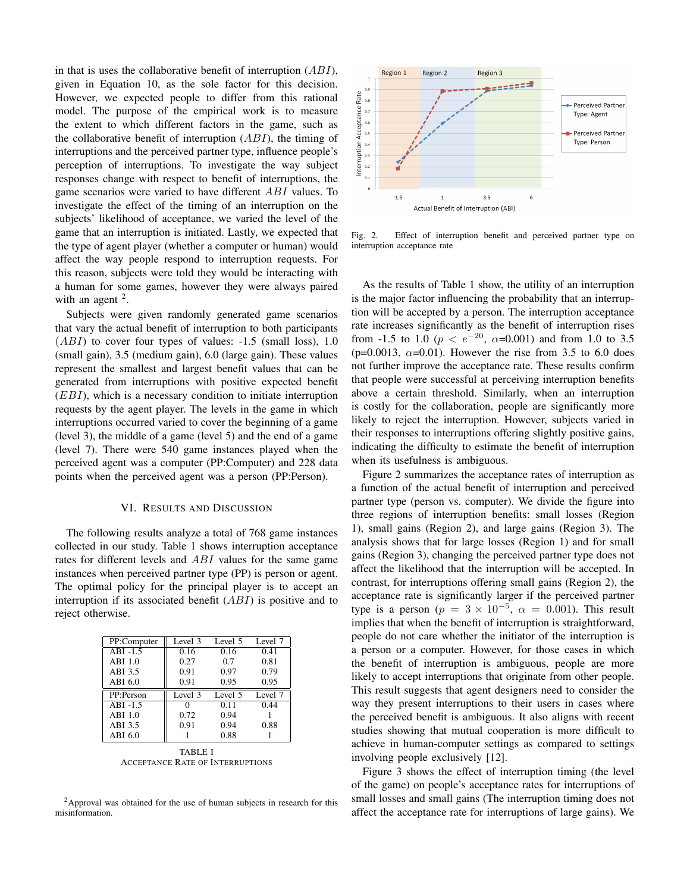in that is uses the collaborative benefit of interruption ($ABI$), given in Equation 10, as the sole factor for this decision. However, we expected people to differ from this rational model. The purpose of the empirical work is to measure the extent to which different factors in the game, such as the collaborative benefit of interruption ($ABI$), the timing of interruptions and the perceived partner type, influence people's perception of interruptions. To investigate the way subject responses change with respect to benefit of interruptions, the game scenarios were varied to have different $ABI$ values. To investigate the effect of the timing of an interruption on the subjects' likelihood of acceptance, we varied the level of the game that an interruption is initiated. Lastly, we expected that the type of agent player (whether a computer or human) would affect the way people respond to interruption requests. For this reason, subjects were told they would be interacting with a human for some games, however they were always paired with an agent [2].

Subjects were given randomly generated game scenarios that vary the actual benefit of interruption to both participants ($ABI$) to cover four types of values: -1.5 (small loss), 1.0 (small gain), 3.5 (medium gain), 6.0 (large gain). These values represent the smallest and largest benefit values that can be generated from interruptions with positive expected benefit ($EBI$), which is a necessary condition to initiate interruption requests by the agent player. The levels in the game in which interruptions occurred varied to cover the beginning of a game (level 3), the middle of a game (level 5) and the end of a game (level 7). There were 540 game instances played when the perceived agent was a computer (PP:Computer) and 228 data points when the perceived agent was a person (PP:Person).

## VI. Results and Discussion

The following results analyze a total of 768 game instances collected in our study. Table 1 shows interruption acceptance rates for different levels and $ABI$ values for the same game instances when perceived partner type (PP) is person or agent. The optimal policy for the principal player is to accept an interruption if its associated benefit ($ABI$) is positive and to reject otherwise.

| PP:Computer | Level 3 | Level 5 | Level 7 |
|---|---|---|---|
| ABI -1.5 | 0.16 | 0.16 | 0.41 |
| ABI 1.0 | 0.27 | 0.7 | 0.81 |
| ABI 3.5 | 0.91 | 0.97 | 0.79 |
| ABI 6.0 | 0.91 | 0.95 | 0.95 |
| **PP:Person** | **Level 3** | **Level 5** | **Level 7** |
| ABI -1.5 | 0 | 0.11 | 0.44 |
| ABI 1.0 | 0.72 | 0.94 | 1 |
| ABI 3.5 | 0.91 | 0.94 | 0.88 |
| ABI 6.0 | 1 | 0.88 | 1 |

TABLE I
Acceptance Rate of Interruptions

[2] Approval was obtained for the use of human subjects in research for this misinformation.

Fig. 2. Effect of interruption benefit and perceived partner type on interruption acceptance rate

As the results of Table 1 show, the utility of an interruption is the major factor influencing the probability that an interruption will be accepted by a person. The interruption acceptance rate increases significantly as the benefit of interruption rises from -1.5 to 1.0 ($p < e^{-20}$, $\alpha$=0.001) and from 1.0 to 3.5 (p=0.0013, $\alpha$=0.01). However the rise from 3.5 to 6.0 does not further improve the acceptance rate. These results confirm that people were successful at perceiving interruption benefits above a certain threshold. Similarly, when an interruption is costly for the collaboration, people are significantly more likely to reject the interruption. However, subjects varied in their responses to interruptions offering slightly positive gains, indicating the difficulty to estimate the benefit of interruption when its usefulness is ambiguous.

Figure 2 summarizes the acceptance rates of interruption as a function of the actual benefit of interruption and perceived partner type (person vs. computer). We divide the figure into three regions of interruption benefits: small losses (Region 1), small gains (Region 2), and large gains (Region 3). The analysis shows that for large losses (Region 1) and for small gains (Region 3), changing the perceived partner type does not affect the likelihood that the interruption will be accepted. In contrast, for interruptions offering small gains (Region 2), the acceptance rate is significantly larger if the perceived partner type is a person ($p = 3 \times 10^{-5}$, $\alpha = 0.001$). This result implies that when the benefit of interruption is straightforward, people do not care whether the initiator of the interruption is a person or a computer. However, for those cases in which the benefit of interruption is ambiguous, people are more likely to accept interruptions that originate from other people. This result suggests that agent designers need to consider the way they present interruptions to their users in cases where the perceived benefit is ambiguous. It also aligns with recent studies showing that mutual cooperation is more difficult to achieve in human-computer settings as compared to settings involving people exclusively [12].

Figure 3 shows the effect of interruption timing (the level of the game) on people's acceptance rates for interruptions of small losses and small gains (The interruption timing does not affect the acceptance rate for interruptions of large gains). We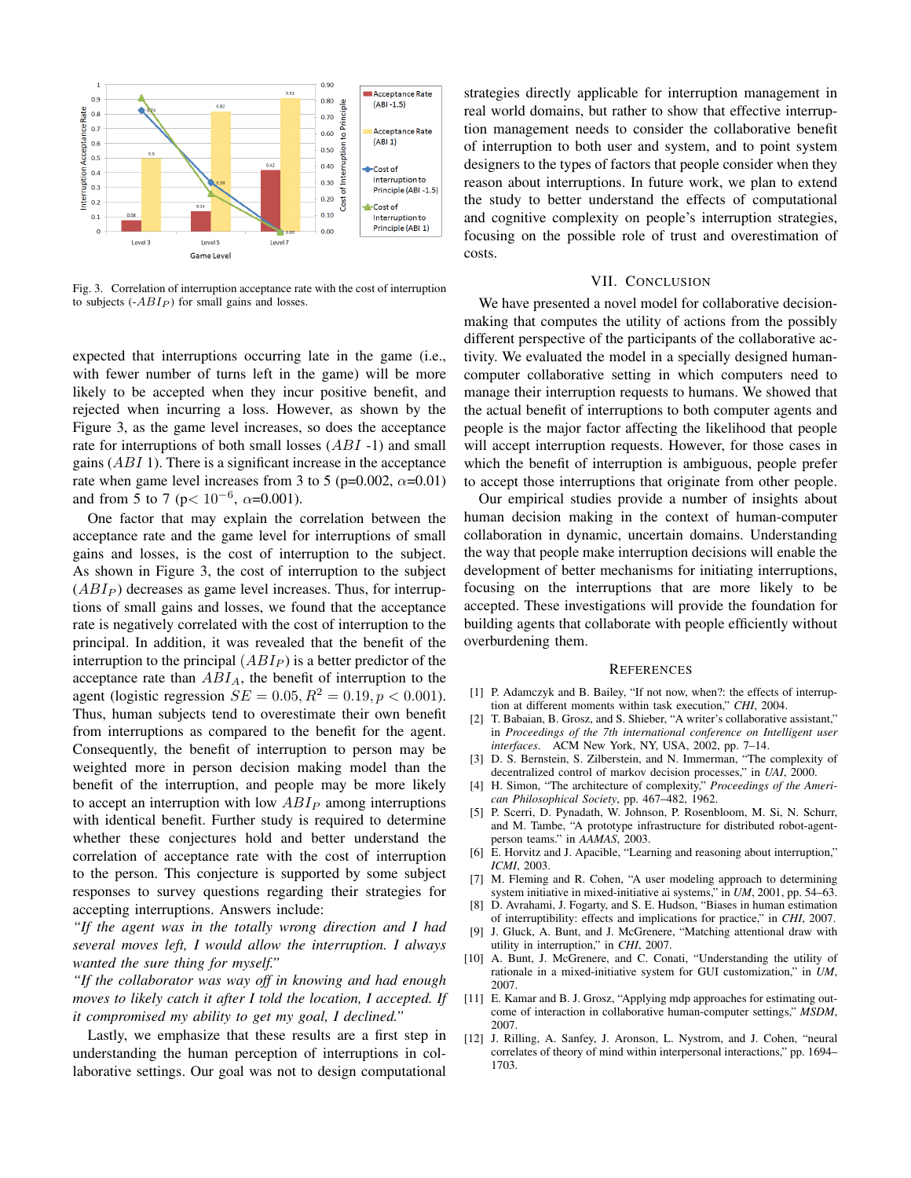1
0.9
0.8
0.7
0.6
0.5
0.4
0.3
0.2
0.1
0

Interruption Acceptance Rate

0.90
0.80
0.70
0.60
0.50
0.40
0.30
0.20
0.10
0.00

Cost of Interruption to Principle

0.08
0.5
0.14
0.82
0.42
0.91
0.84
0.30
0.00

Level 3
Level 5
Level 7

Game Level

Acceptance Rate (ABI -1.5)

Acceptance Rate (ABI 1)

Cost of Interruption to Principle (ABI -1.5)

Cost of Interruption to Principle (ABI 1)

Fig. 3. Correlation of interruption acceptance rate with the cost of interruption to subjects (-$ABI_P$) for small gains and losses.

expected that interruptions occurring late in the game (i.e., with fewer number of turns left in the game) will be more likely to be accepted when they incur positive benefit, and rejected when incurring a loss. However, as shown by the Figure 3, as the game level increases, so does the acceptance rate for interruptions of both small losses ($ABI$ -1) and small gains ($ABI$ 1). There is a significant increase in the acceptance rate when game level increases from 3 to 5 (p=0.002, $\alpha$=0.01) and from 5 to 7 (p< $10^{-6}$, $\alpha$=0.001).

One factor that may explain the correlation between the acceptance rate and the game level for interruptions of small gains and losses, is the cost of interruption to the subject. As shown in Figure 3, the cost of interruption to the subject ($ABI_P$) decreases as game level increases. Thus, for interruptions of small gains and losses, we found that the acceptance rate is negatively correlated with the cost of interruption to the principal. In addition, it was revealed that the benefit of the interruption to the principal ($ABI_P$) is a better predictor of the acceptance rate than $ABI_A$, the benefit of interruption to the agent (logistic regression $SE = 0.05, R^2 = 0.19, p < 0.001$). Thus, human subjects tend to overestimate their own benefit from interruptions as compared to the benefit for the agent. Consequently, the benefit of interruption to person may be weighted more in person decision making model than the benefit of the interruption, and people may be more likely to accept an interruption with low $ABI_P$ among interruptions with identical benefit. Further study is required to determine whether these conjectures hold and better understand the correlation of acceptance rate with the cost of interruption to the person. This conjecture is supported by some subject responses to survey questions regarding their strategies for accepting interruptions. Answers include:

*"If the agent was in the totally wrong direction and I had several moves left, I would allow the interruption. I always wanted the sure thing for myself."*

*"If the collaborator was way off in knowing and had enough moves to likely catch it after I told the location, I accepted. If it compromised my ability to get my goal, I declined."*

Lastly, we emphasize that these results are a first step in understanding the human perception of interruptions in collaborative settings. Our goal was not to design computational strategies directly applicable for interruption management in real world domains, but rather to show that effective interruption management needs to consider the collaborative benefit of interruption to both user and system, and to point system designers to the types of factors that people consider when they reason about interruptions. In future work, we plan to extend the study to better understand the effects of computational and cognitive complexity on people's interruption strategies, focusing on the possible role of trust and overestimation of costs.

## VII. Conclusion

We have presented a novel model for collaborative decision-making that computes the utility of actions from the possibly different perspective of the participants of the collaborative activity. We evaluated the model in a specially designed human-computer collaborative setting in which computers need to manage their interruption requests to humans. We showed that the actual benefit of interruptions to both computer agents and people is the major factor affecting the likelihood that people will accept interruption requests. However, for those cases in which the benefit of interruption is ambiguous, people prefer to accept those interruptions that originate from other people.

Our empirical studies provide a number of insights about human decision making in the context of human-computer collaboration in dynamic, uncertain domains. Understanding the way that people make interruption decisions will enable the development of better mechanisms for initiating interruptions, focusing on the interruptions that are more likely to be accepted. These investigations will provide the foundation for building agents that collaborate with people efficiently without overburdening them.

## References

[1] P. Adamczyk and B. Bailey, "If not now, when?: the effects of interruption at different moments within task execution," *CHI*, 2004.

[2] T. Babaian, B. Grosz, and S. Shieber, "A writer's collaborative assistant," in *Proceedings of the 7th international conference on Intelligent user interfaces*. ACM New York, NY, USA, 2002, pp. 7–14.

[3] D. S. Bernstein, S. Zilberstein, and N. Immerman, "The complexity of decentralized control of markov decision processes," in *UAI*, 2000.

[4] H. Simon, "The architecture of complexity," *Proceedings of the American Philosophical Society*, pp. 467–482, 1962.

[5] P. Scerri, D. Pynadath, W. Johnson, P. Rosenbloom, M. Si, N. Schurr, and M. Tambe, "A prototype infrastructure for distributed robot-agent-person teams." in *AAMAS*, 2003.

[6] E. Horvitz and J. Apacible, "Learning and reasoning about interruption," *ICMI*, 2003.

[7] M. Fleming and R. Cohen, "A user modeling approach to determining system initiative in mixed-initiative ai systems," in *UM*, 2001, pp. 54–63.

[8] D. Avrahami, J. Fogarty, and S. E. Hudson, "Biases in human estimation of interruptibility: effects and implications for practice," in *CHI*, 2007.

[9] J. Gluck, A. Bunt, and J. McGrenere, "Matching attentional draw with utility in interruption," in *CHI*, 2007.

[10] A. Bunt, J. McGrenere, and C. Conati, "Understanding the utility of rationale in a mixed-initiative system for GUI customization," in *UM*, 2007.

[11] E. Kamar and B. J. Grosz, "Applying mdp approaches for estimating outcome of interaction in collaborative human-computer settings," *MSDM*, 2007.

[12] J. Rilling, A. Sanfey, J. Aronson, L. Nystrom, and J. Cohen, "neural correlates of theory of mind within interpersonal interactions," pp. 1694–1703.